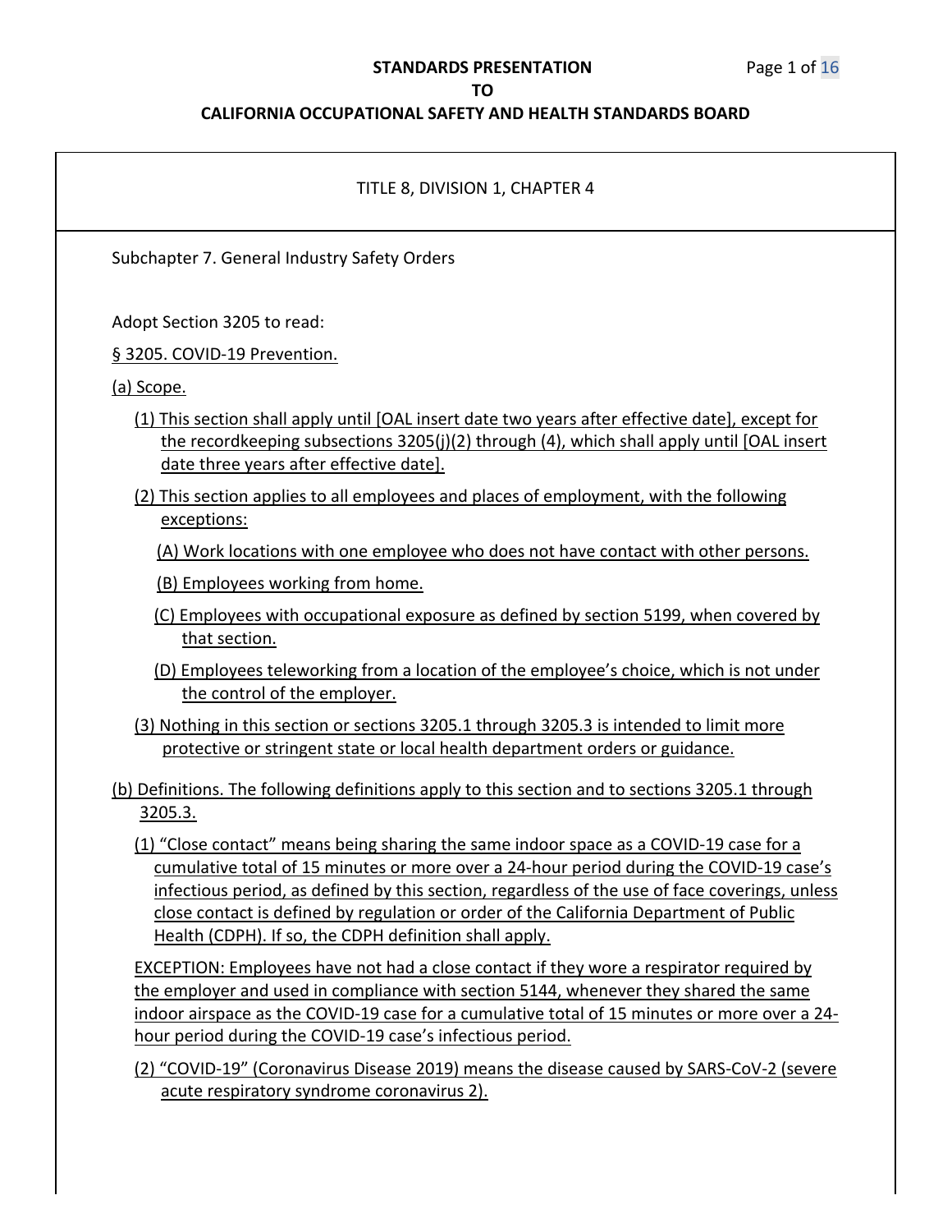**STANDARDS PRESENTATION**
**TO**
**CALIFORNIA OCCUPATIONAL SAFETY AND HEALTH STANDARDS BOARD**

TITLE 8, DIVISION 1, CHAPTER 4

Subchapter 7. General Industry Safety Orders

Adopt Section 3205 to read:

§ 3205. COVID-19 Prevention.

(a) Scope.

(1) This section shall apply until [OAL insert date two years after effective date], except for the recordkeeping subsections 3205(j)(2) through (4), which shall apply until [OAL insert date three years after effective date].

(2) This section applies to all employees and places of employment, with the following exceptions:

(A) Work locations with one employee who does not have contact with other persons.

(B) Employees working from home.

(C) Employees with occupational exposure as defined by section 5199, when covered by that section.

(D) Employees teleworking from a location of the employee's choice, which is not under the control of the employer.

(3) Nothing in this section or sections 3205.1 through 3205.3 is intended to limit more protective or stringent state or local health department orders or guidance.

(b) Definitions. The following definitions apply to this section and to sections 3205.1 through 3205.3.

(1) "Close contact" means being sharing the same indoor space as a COVID-19 case for a cumulative total of 15 minutes or more over a 24-hour period during the COVID-19 case's infectious period, as defined by this section, regardless of the use of face coverings, unless close contact is defined by regulation or order of the California Department of Public Health (CDPH). If so, the CDPH definition shall apply.

EXCEPTION: Employees have not had a close contact if they wore a respirator required by the employer and used in compliance with section 5144, whenever they shared the same indoor airspace as the COVID-19 case for a cumulative total of 15 minutes or more over a 24-hour period during the COVID-19 case's infectious period.

(2) "COVID-19" (Coronavirus Disease 2019) means the disease caused by SARS-CoV-2 (severe acute respiratory syndrome coronavirus 2).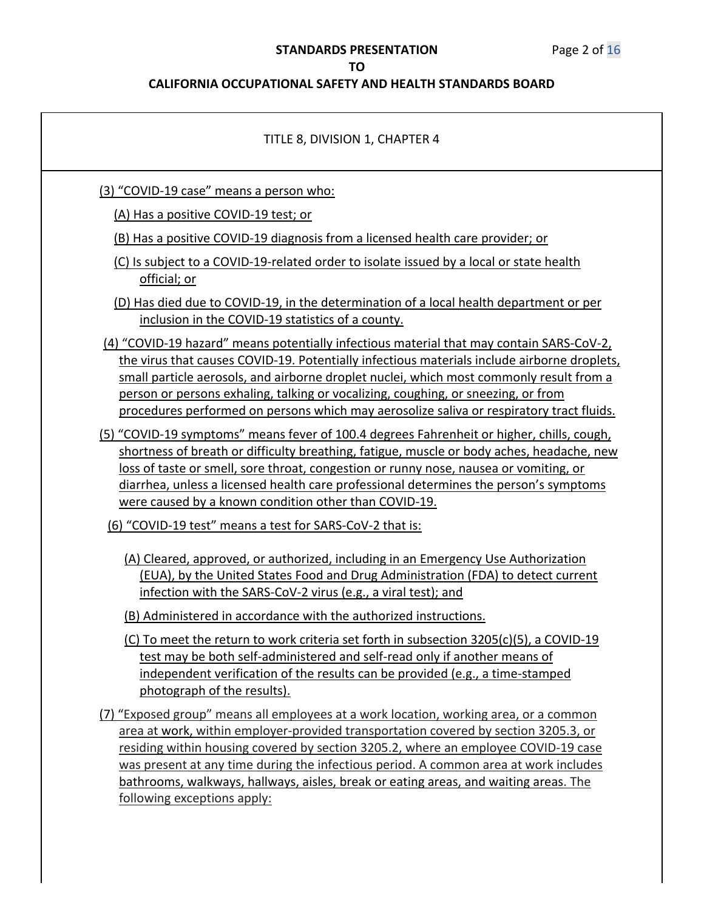TITLE 8, DIVISION 1, CHAPTER 4

(3) "COVID-19 case" means a person who:

(A) Has a positive COVID-19 test; or

(B) Has a positive COVID-19 diagnosis from a licensed health care provider; or

(C) Is subject to a COVID-19-related order to isolate issued by a local or state health official; or

(D) Has died due to COVID-19, in the determination of a local health department or per inclusion in the COVID-19 statistics of a county.

(4) "COVID-19 hazard" means potentially infectious material that may contain SARS-CoV-2, the virus that causes COVID-19. Potentially infectious materials include airborne droplets, small particle aerosols, and airborne droplet nuclei, which most commonly result from a person or persons exhaling, talking or vocalizing, coughing, or sneezing, or from procedures performed on persons which may aerosolize saliva or respiratory tract fluids.

(5) "COVID-19 symptoms" means fever of 100.4 degrees Fahrenheit or higher, chills, cough, shortness of breath or difficulty breathing, fatigue, muscle or body aches, headache, new loss of taste or smell, sore throat, congestion or runny nose, nausea or vomiting, or diarrhea, unless a licensed health care professional determines the person's symptoms were caused by a known condition other than COVID-19.

(6) "COVID-19 test" means a test for SARS-CoV-2 that is:

(A) Cleared, approved, or authorized, including in an Emergency Use Authorization (EUA), by the United States Food and Drug Administration (FDA) to detect current infection with the SARS-CoV-2 virus (e.g., a viral test); and

(B) Administered in accordance with the authorized instructions.

(C) To meet the return to work criteria set forth in subsection 3205(c)(5), a COVID-19 test may be both self-administered and self-read only if another means of independent verification of the results can be provided (e.g., a time-stamped photograph of the results).

(7) "Exposed group" means all employees at a work location, working area, or a common area at work, within employer-provided transportation covered by section 3205.3, or residing within housing covered by section 3205.2, where an employee COVID-19 case was present at any time during the infectious period. A common area at work includes bathrooms, walkways, hallways, aisles, break or eating areas, and waiting areas. The following exceptions apply: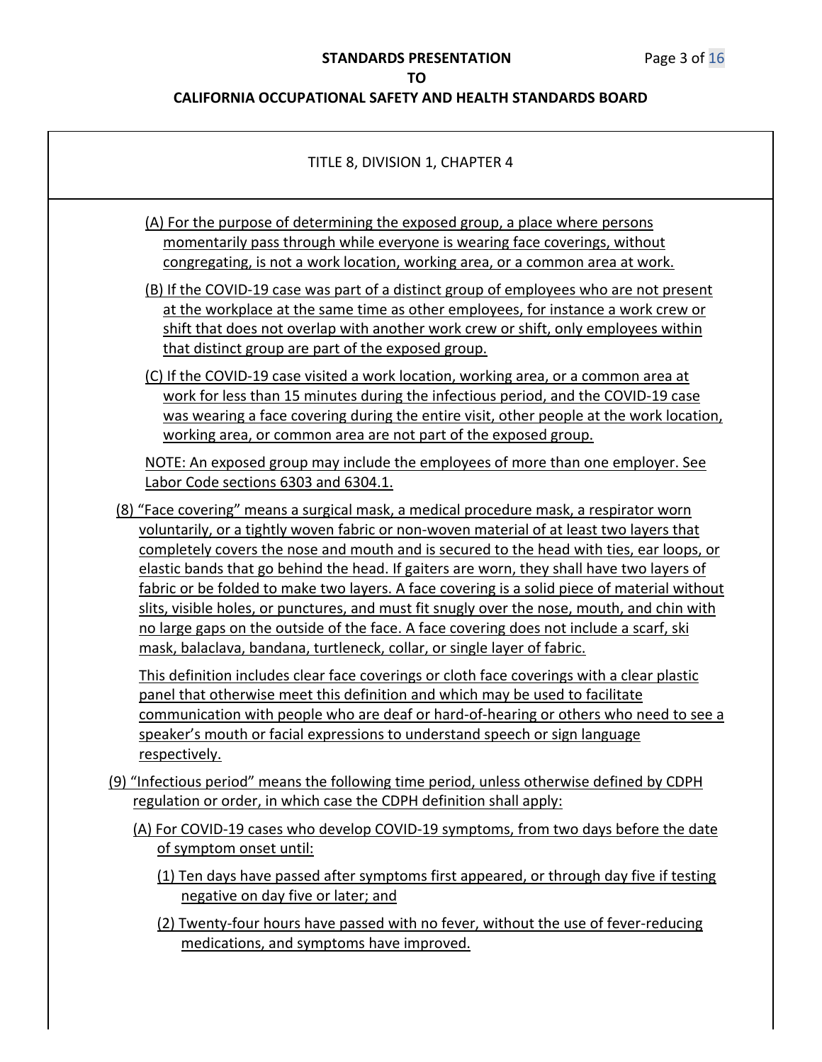TITLE 8, DIVISION 1, CHAPTER 4

(A) For the purpose of determining the exposed group, a place where persons momentarily pass through while everyone is wearing face coverings, without congregating, is not a work location, working area, or a common area at work.

(B) If the COVID-19 case was part of a distinct group of employees who are not present at the workplace at the same time as other employees, for instance a work crew or shift that does not overlap with another work crew or shift, only employees within that distinct group are part of the exposed group.

(C) If the COVID-19 case visited a work location, working area, or a common area at work for less than 15 minutes during the infectious period, and the COVID-19 case was wearing a face covering during the entire visit, other people at the work location, working area, or common area are not part of the exposed group.

NOTE: An exposed group may include the employees of more than one employer. See Labor Code sections 6303 and 6304.1.

(8) "Face covering" means a surgical mask, a medical procedure mask, a respirator worn voluntarily, or a tightly woven fabric or non-woven material of at least two layers that completely covers the nose and mouth and is secured to the head with ties, ear loops, or elastic bands that go behind the head. If gaiters are worn, they shall have two layers of fabric or be folded to make two layers. A face covering is a solid piece of material without slits, visible holes, or punctures, and must fit snugly over the nose, mouth, and chin with no large gaps on the outside of the face. A face covering does not include a scarf, ski mask, balaclava, bandana, turtleneck, collar, or single layer of fabric.

This definition includes clear face coverings or cloth face coverings with a clear plastic panel that otherwise meet this definition and which may be used to facilitate communication with people who are deaf or hard-of-hearing or others who need to see a speaker's mouth or facial expressions to understand speech or sign language respectively.

(9) "Infectious period" means the following time period, unless otherwise defined by CDPH regulation or order, in which case the CDPH definition shall apply:

(A) For COVID-19 cases who develop COVID-19 symptoms, from two days before the date of symptom onset until:

(1) Ten days have passed after symptoms first appeared, or through day five if testing negative on day five or later; and

(2) Twenty-four hours have passed with no fever, without the use of fever-reducing medications, and symptoms have improved.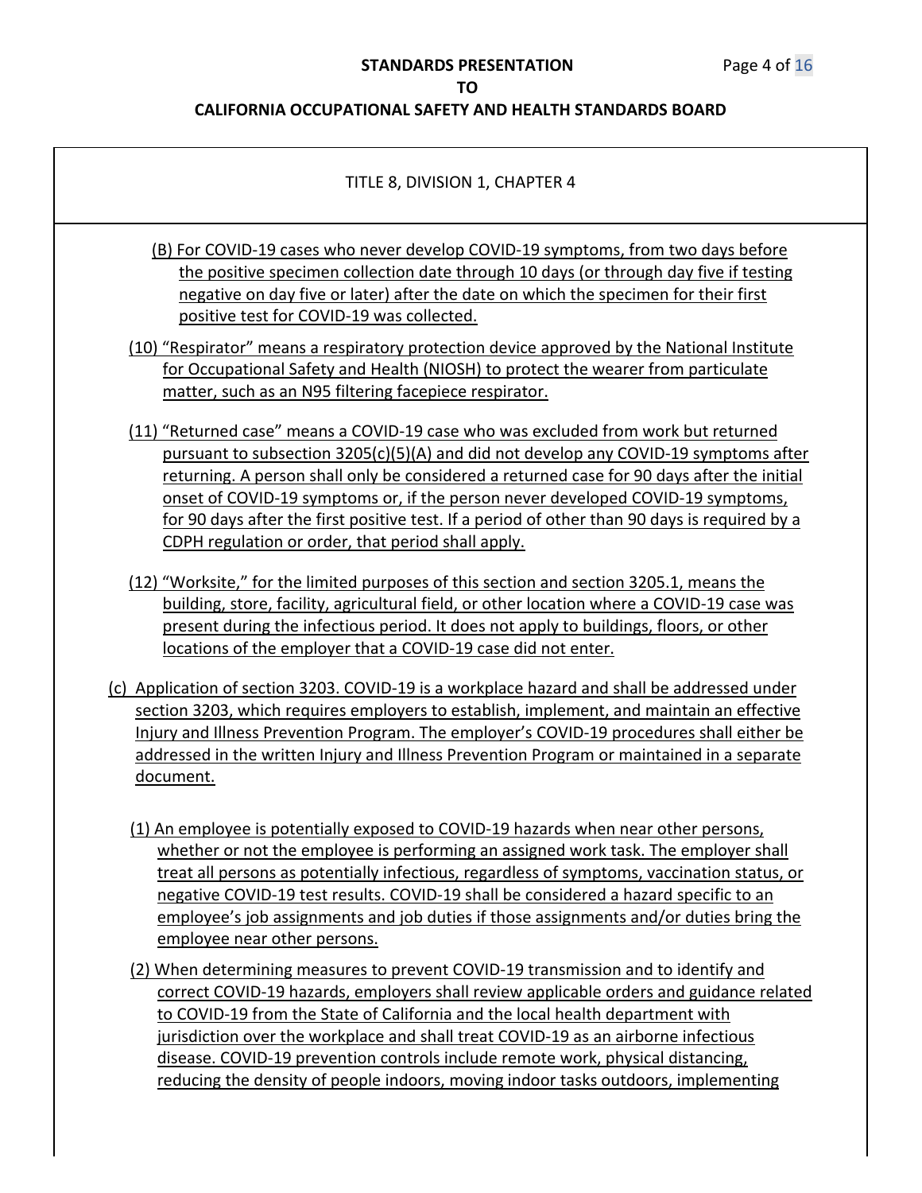TITLE 8, DIVISION 1, CHAPTER 4

(B) For COVID-19 cases who never develop COVID-19 symptoms, from two days before the positive specimen collection date through 10 days (or through day five if testing negative on day five or later) after the date on which the specimen for their first positive test for COVID-19 was collected.

(10) "Respirator" means a respiratory protection device approved by the National Institute for Occupational Safety and Health (NIOSH) to protect the wearer from particulate matter, such as an N95 filtering facepiece respirator.

(11) "Returned case" means a COVID-19 case who was excluded from work but returned pursuant to subsection 3205(c)(5)(A) and did not develop any COVID-19 symptoms after returning. A person shall only be considered a returned case for 90 days after the initial onset of COVID-19 symptoms or, if the person never developed COVID-19 symptoms, for 90 days after the first positive test. If a period of other than 90 days is required by a CDPH regulation or order, that period shall apply.

(12) "Worksite," for the limited purposes of this section and section 3205.1, means the building, store, facility, agricultural field, or other location where a COVID-19 case was present during the infectious period. It does not apply to buildings, floors, or other locations of the employer that a COVID-19 case did not enter.

(c) Application of section 3203. COVID-19 is a workplace hazard and shall be addressed under section 3203, which requires employers to establish, implement, and maintain an effective Injury and Illness Prevention Program. The employer's COVID-19 procedures shall either be addressed in the written Injury and Illness Prevention Program or maintained in a separate document.

(1) An employee is potentially exposed to COVID-19 hazards when near other persons, whether or not the employee is performing an assigned work task. The employer shall treat all persons as potentially infectious, regardless of symptoms, vaccination status, or negative COVID-19 test results. COVID-19 shall be considered a hazard specific to an employee's job assignments and job duties if those assignments and/or duties bring the employee near other persons.

(2) When determining measures to prevent COVID-19 transmission and to identify and correct COVID-19 hazards, employers shall review applicable orders and guidance related to COVID-19 from the State of California and the local health department with jurisdiction over the workplace and shall treat COVID-19 as an airborne infectious disease. COVID-19 prevention controls include remote work, physical distancing, reducing the density of people indoors, moving indoor tasks outdoors, implementing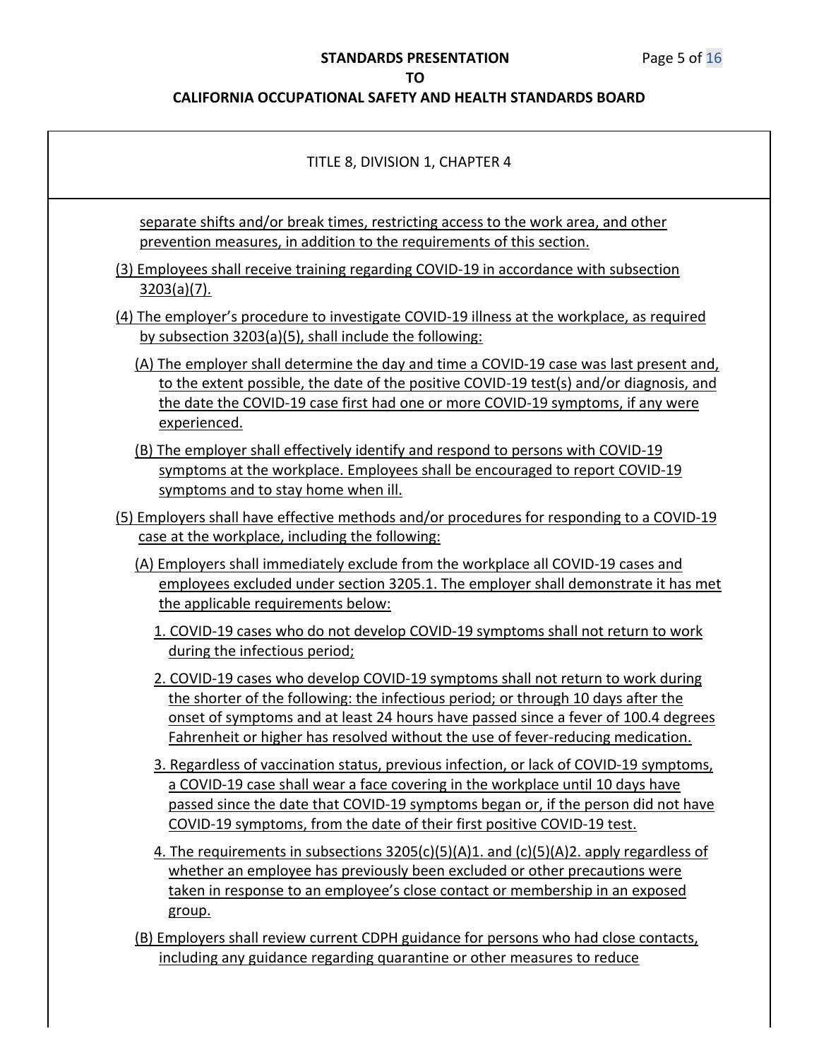TITLE 8, DIVISION 1, CHAPTER 4

separate shifts and/or break times, restricting access to the work area, and other prevention measures, in addition to the requirements of this section.

(3) Employees shall receive training regarding COVID-19 in accordance with subsection 3203(a)(7).

(4) The employer's procedure to investigate COVID-19 illness at the workplace, as required by subsection 3203(a)(5), shall include the following:

(A) The employer shall determine the day and time a COVID-19 case was last present and, to the extent possible, the date of the positive COVID-19 test(s) and/or diagnosis, and the date the COVID-19 case first had one or more COVID-19 symptoms, if any were experienced.

(B) The employer shall effectively identify and respond to persons with COVID-19 symptoms at the workplace. Employees shall be encouraged to report COVID-19 symptoms and to stay home when ill.

(5) Employers shall have effective methods and/or procedures for responding to a COVID-19 case at the workplace, including the following:

(A) Employers shall immediately exclude from the workplace all COVID-19 cases and employees excluded under section 3205.1. The employer shall demonstrate it has met the applicable requirements below:

1. COVID-19 cases who do not develop COVID-19 symptoms shall not return to work during the infectious period;

2. COVID-19 cases who develop COVID-19 symptoms shall not return to work during the shorter of the following: the infectious period; or through 10 days after the onset of symptoms and at least 24 hours have passed since a fever of 100.4 degrees Fahrenheit or higher has resolved without the use of fever-reducing medication.

3. Regardless of vaccination status, previous infection, or lack of COVID-19 symptoms, a COVID-19 case shall wear a face covering in the workplace until 10 days have passed since the date that COVID-19 symptoms began or, if the person did not have COVID-19 symptoms, from the date of their first positive COVID-19 test.

4. The requirements in subsections 3205(c)(5)(A)1. and (c)(5)(A)2. apply regardless of whether an employee has previously been excluded or other precautions were taken in response to an employee's close contact or membership in an exposed group.

(B) Employers shall review current CDPH guidance for persons who had close contacts, including any guidance regarding quarantine or other measures to reduce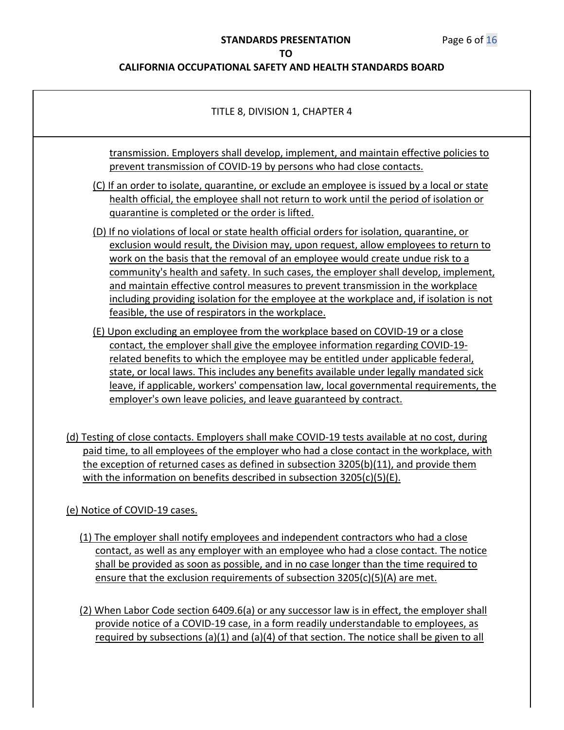TITLE 8, DIVISION 1, CHAPTER 4

transmission. Employers shall develop, implement, and maintain effective policies to prevent transmission of COVID-19 by persons who had close contacts.

(C) If an order to isolate, quarantine, or exclude an employee is issued by a local or state health official, the employee shall not return to work until the period of isolation or quarantine is completed or the order is lifted.

(D) If no violations of local or state health official orders for isolation, quarantine, or exclusion would result, the Division may, upon request, allow employees to return to work on the basis that the removal of an employee would create undue risk to a community's health and safety. In such cases, the employer shall develop, implement, and maintain effective control measures to prevent transmission in the workplace including providing isolation for the employee at the workplace and, if isolation is not feasible, the use of respirators in the workplace.

(E) Upon excluding an employee from the workplace based on COVID-19 or a close contact, the employer shall give the employee information regarding COVID-19-related benefits to which the employee may be entitled under applicable federal, state, or local laws. This includes any benefits available under legally mandated sick leave, if applicable, workers' compensation law, local governmental requirements, the employer's own leave policies, and leave guaranteed by contract.

(d) Testing of close contacts. Employers shall make COVID-19 tests available at no cost, during paid time, to all employees of the employer who had a close contact in the workplace, with the exception of returned cases as defined in subsection 3205(b)(11), and provide them with the information on benefits described in subsection 3205(c)(5)(E).

(e) Notice of COVID-19 cases.

(1) The employer shall notify employees and independent contractors who had a close contact, as well as any employer with an employee who had a close contact. The notice shall be provided as soon as possible, and in no case longer than the time required to ensure that the exclusion requirements of subsection 3205(c)(5)(A) are met.

(2) When Labor Code section 6409.6(a) or any successor law is in effect, the employer shall provide notice of a COVID-19 case, in a form readily understandable to employees, as required by subsections (a)(1) and (a)(4) of that section. The notice shall be given to all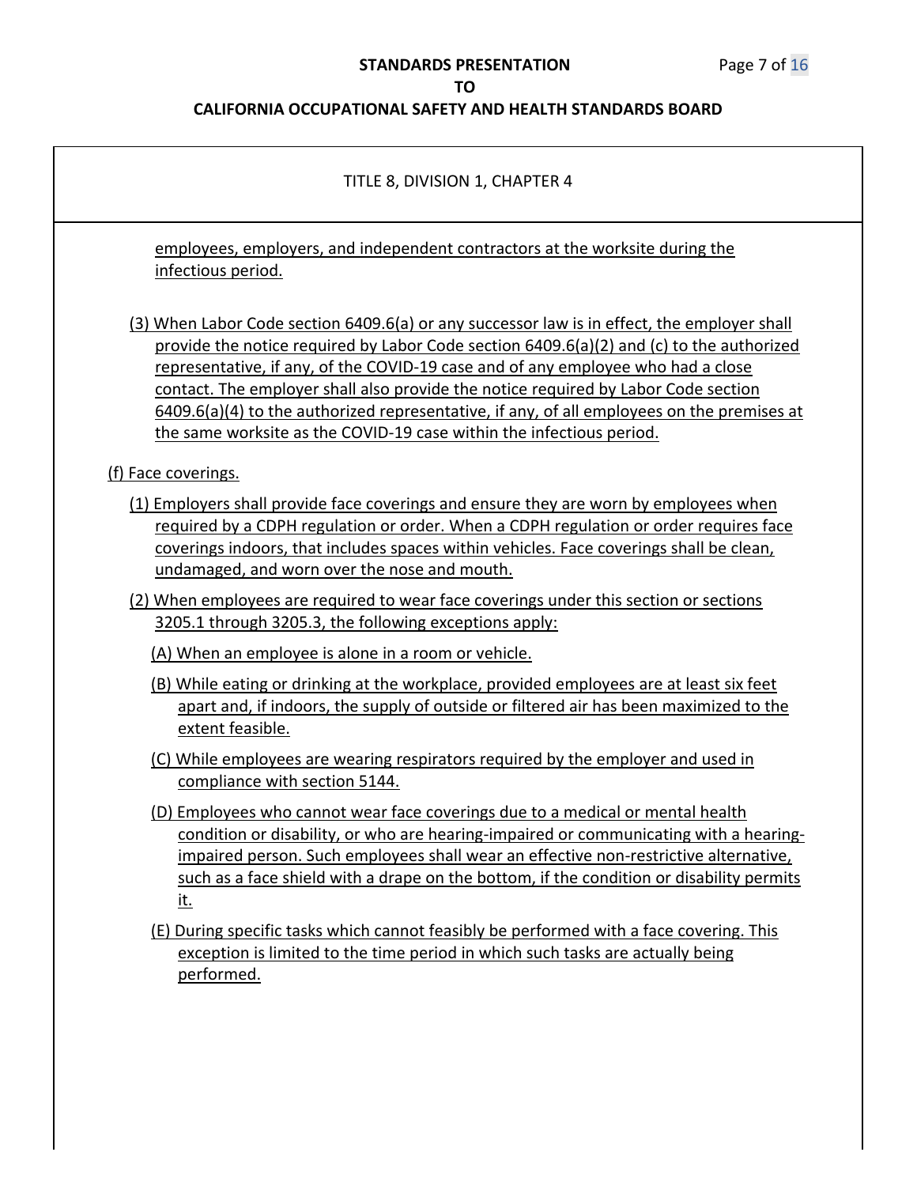TITLE 8, DIVISION 1, CHAPTER 4

employees, employers, and independent contractors at the worksite during the infectious period.

(3) When Labor Code section 6409.6(a) or any successor law is in effect, the employer shall provide the notice required by Labor Code section 6409.6(a)(2) and (c) to the authorized representative, if any, of the COVID-19 case and of any employee who had a close contact. The employer shall also provide the notice required by Labor Code section 6409.6(a)(4) to the authorized representative, if any, of all employees on the premises at the same worksite as the COVID-19 case within the infectious period.

(f) Face coverings.

(1) Employers shall provide face coverings and ensure they are worn by employees when required by a CDPH regulation or order. When a CDPH regulation or order requires face coverings indoors, that includes spaces within vehicles. Face coverings shall be clean, undamaged, and worn over the nose and mouth.

(2) When employees are required to wear face coverings under this section or sections 3205.1 through 3205.3, the following exceptions apply:

(A) When an employee is alone in a room or vehicle.

(B) While eating or drinking at the workplace, provided employees are at least six feet apart and, if indoors, the supply of outside or filtered air has been maximized to the extent feasible.

(C) While employees are wearing respirators required by the employer and used in compliance with section 5144.

(D) Employees who cannot wear face coverings due to a medical or mental health condition or disability, or who are hearing-impaired or communicating with a hearing-impaired person. Such employees shall wear an effective non-restrictive alternative, such as a face shield with a drape on the bottom, if the condition or disability permits it.

(E) During specific tasks which cannot feasibly be performed with a face covering. This exception is limited to the time period in which such tasks are actually being performed.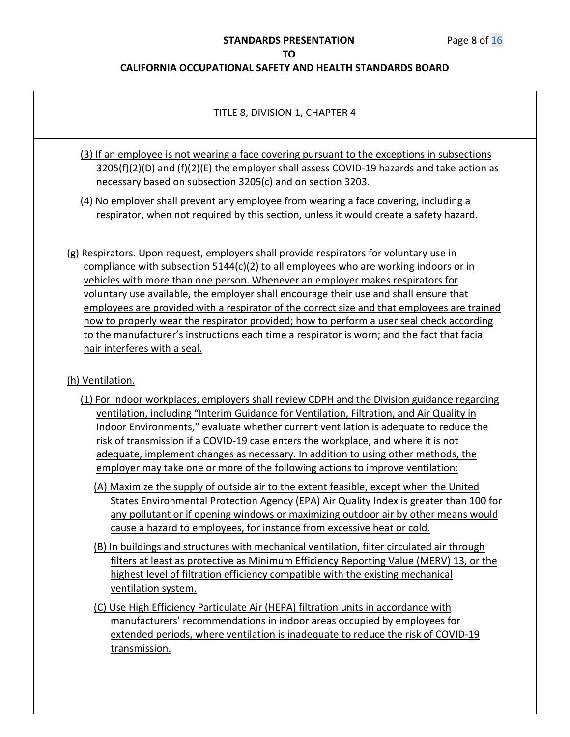TITLE 8, DIVISION 1, CHAPTER 4

(3) If an employee is not wearing a face covering pursuant to the exceptions in subsections 3205(f)(2)(D) and (f)(2)(E) the employer shall assess COVID-19 hazards and take action as necessary based on subsection 3205(c) and on section 3203.

(4) No employer shall prevent any employee from wearing a face covering, including a respirator, when not required by this section, unless it would create a safety hazard.

(g) Respirators. Upon request, employers shall provide respirators for voluntary use in compliance with subsection 5144(c)(2) to all employees who are working indoors or in vehicles with more than one person. Whenever an employer makes respirators for voluntary use available, the employer shall encourage their use and shall ensure that employees are provided with a respirator of the correct size and that employees are trained how to properly wear the respirator provided; how to perform a user seal check according to the manufacturer's instructions each time a respirator is worn; and the fact that facial hair interferes with a seal.

(h) Ventilation.

(1) For indoor workplaces, employers shall review CDPH and the Division guidance regarding ventilation, including "Interim Guidance for Ventilation, Filtration, and Air Quality in Indoor Environments," evaluate whether current ventilation is adequate to reduce the risk of transmission if a COVID-19 case enters the workplace, and where it is not adequate, implement changes as necessary. In addition to using other methods, the employer may take one or more of the following actions to improve ventilation:

(A) Maximize the supply of outside air to the extent feasible, except when the United States Environmental Protection Agency (EPA) Air Quality Index is greater than 100 for any pollutant or if opening windows or maximizing outdoor air by other means would cause a hazard to employees, for instance from excessive heat or cold.

(B) In buildings and structures with mechanical ventilation, filter circulated air through filters at least as protective as Minimum Efficiency Reporting Value (MERV) 13, or the highest level of filtration efficiency compatible with the existing mechanical ventilation system.

(C) Use High Efficiency Particulate Air (HEPA) filtration units in accordance with manufacturers' recommendations in indoor areas occupied by employees for extended periods, where ventilation is inadequate to reduce the risk of COVID-19 transmission.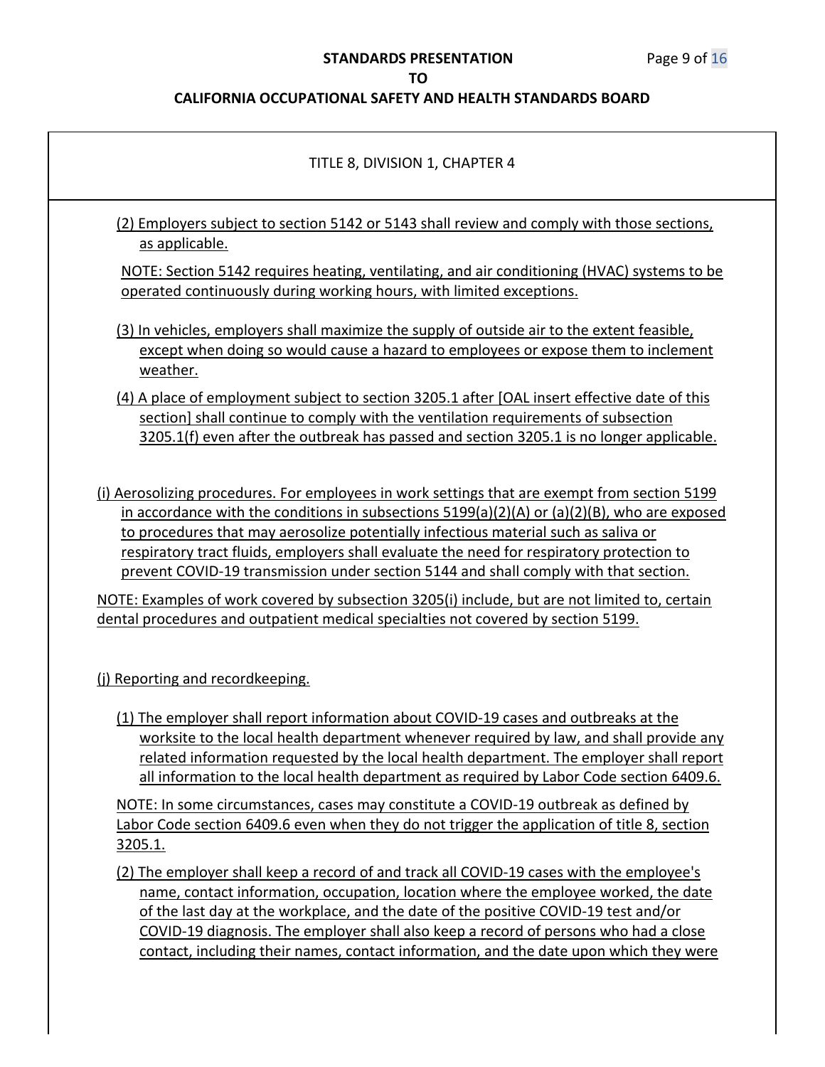TITLE 8, DIVISION 1, CHAPTER 4

(2) Employers subject to section 5142 or 5143 shall review and comply with those sections, as applicable.

NOTE: Section 5142 requires heating, ventilating, and air conditioning (HVAC) systems to be operated continuously during working hours, with limited exceptions.

(3) In vehicles, employers shall maximize the supply of outside air to the extent feasible, except when doing so would cause a hazard to employees or expose them to inclement weather.

(4) A place of employment subject to section 3205.1 after [OAL insert effective date of this section] shall continue to comply with the ventilation requirements of subsection 3205.1(f) even after the outbreak has passed and section 3205.1 is no longer applicable.

(i) Aerosolizing procedures. For employees in work settings that are exempt from section 5199 in accordance with the conditions in subsections 5199(a)(2)(A) or (a)(2)(B), who are exposed to procedures that may aerosolize potentially infectious material such as saliva or respiratory tract fluids, employers shall evaluate the need for respiratory protection to prevent COVID-19 transmission under section 5144 and shall comply with that section.

NOTE: Examples of work covered by subsection 3205(i) include, but are not limited to, certain dental procedures and outpatient medical specialties not covered by section 5199.

(j) Reporting and recordkeeping.

(1) The employer shall report information about COVID-19 cases and outbreaks at the worksite to the local health department whenever required by law, and shall provide any related information requested by the local health department. The employer shall report all information to the local health department as required by Labor Code section 6409.6.

NOTE: In some circumstances, cases may constitute a COVID-19 outbreak as defined by Labor Code section 6409.6 even when they do not trigger the application of title 8, section 3205.1.

(2) The employer shall keep a record of and track all COVID-19 cases with the employee's name, contact information, occupation, location where the employee worked, the date of the last day at the workplace, and the date of the positive COVID-19 test and/or COVID-19 diagnosis. The employer shall also keep a record of persons who had a close contact, including their names, contact information, and the date upon which they were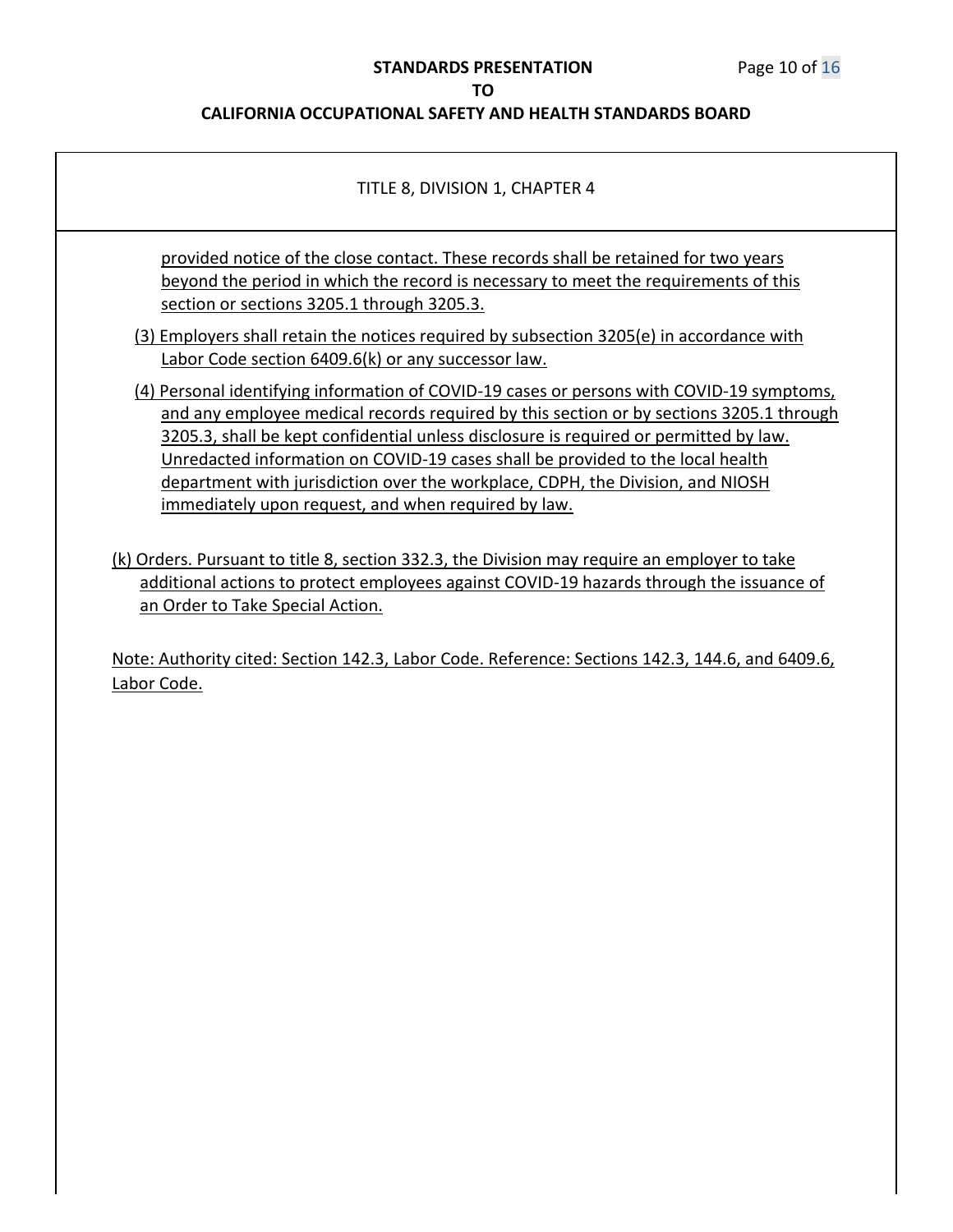TITLE 8, DIVISION 1, CHAPTER 4

provided notice of the close contact. These records shall be retained for two years beyond the period in which the record is necessary to meet the requirements of this section or sections 3205.1 through 3205.3.

(3) Employers shall retain the notices required by subsection 3205(e) in accordance with Labor Code section 6409.6(k) or any successor law.

(4) Personal identifying information of COVID-19 cases or persons with COVID-19 symptoms, and any employee medical records required by this section or by sections 3205.1 through 3205.3, shall be kept confidential unless disclosure is required or permitted by law. Unredacted information on COVID-19 cases shall be provided to the local health department with jurisdiction over the workplace, CDPH, the Division, and NIOSH immediately upon request, and when required by law.

(k) Orders. Pursuant to title 8, section 332.3, the Division may require an employer to take additional actions to protect employees against COVID-19 hazards through the issuance of an Order to Take Special Action.

Note: Authority cited: Section 142.3, Labor Code. Reference: Sections 142.3, 144.6, and 6409.6, Labor Code.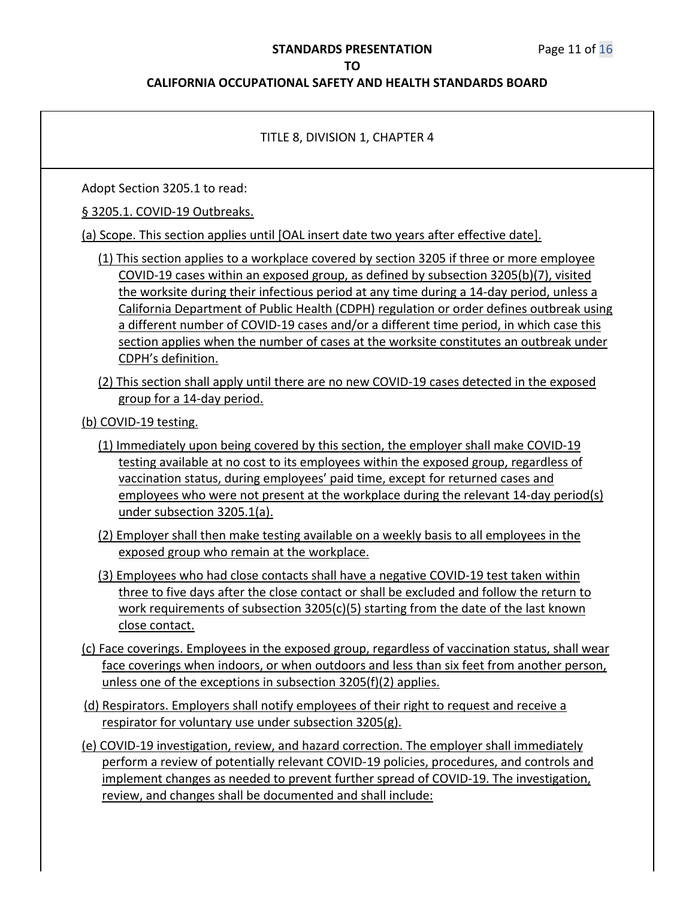TITLE 8, DIVISION 1, CHAPTER 4

Adopt Section 3205.1 to read:

§ 3205.1. COVID-19 Outbreaks.

(a) Scope. This section applies until [OAL insert date two years after effective date].

(1) This section applies to a workplace covered by section 3205 if three or more employee COVID-19 cases within an exposed group, as defined by subsection 3205(b)(7), visited the worksite during their infectious period at any time during a 14-day period, unless a California Department of Public Health (CDPH) regulation or order defines outbreak using a different number of COVID-19 cases and/or a different time period, in which case this section applies when the number of cases at the worksite constitutes an outbreak under CDPH's definition.

(2) This section shall apply until there are no new COVID-19 cases detected in the exposed group for a 14-day period.

(b) COVID-19 testing.

(1) Immediately upon being covered by this section, the employer shall make COVID-19 testing available at no cost to its employees within the exposed group, regardless of vaccination status, during employees' paid time, except for returned cases and employees who were not present at the workplace during the relevant 14-day period(s) under subsection 3205.1(a).

(2) Employer shall then make testing available on a weekly basis to all employees in the exposed group who remain at the workplace.

(3) Employees who had close contacts shall have a negative COVID-19 test taken within three to five days after the close contact or shall be excluded and follow the return to work requirements of subsection 3205(c)(5) starting from the date of the last known close contact.

(c) Face coverings. Employees in the exposed group, regardless of vaccination status, shall wear face coverings when indoors, or when outdoors and less than six feet from another person, unless one of the exceptions in subsection 3205(f)(2) applies.

(d) Respirators. Employers shall notify employees of their right to request and receive a respirator for voluntary use under subsection 3205(g).

(e) COVID-19 investigation, review, and hazard correction. The employer shall immediately perform a review of potentially relevant COVID-19 policies, procedures, and controls and implement changes as needed to prevent further spread of COVID-19. The investigation, review, and changes shall be documented and shall include: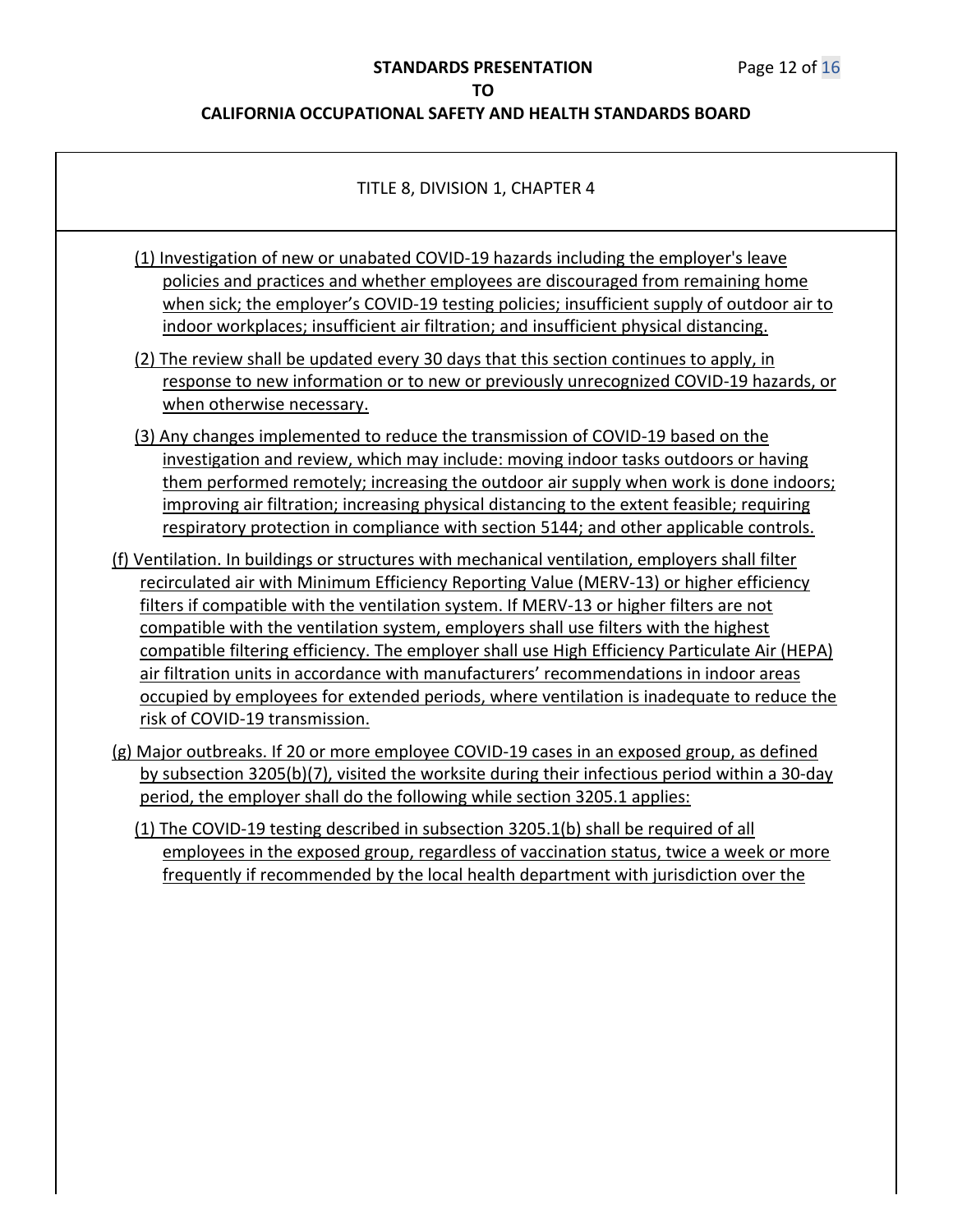TITLE 8, DIVISION 1, CHAPTER 4

(1) Investigation of new or unabated COVID-19 hazards including the employer's leave policies and practices and whether employees are discouraged from remaining home when sick; the employer's COVID-19 testing policies; insufficient supply of outdoor air to indoor workplaces; insufficient air filtration; and insufficient physical distancing.

(2) The review shall be updated every 30 days that this section continues to apply, in response to new information or to new or previously unrecognized COVID-19 hazards, or when otherwise necessary.

(3) Any changes implemented to reduce the transmission of COVID-19 based on the investigation and review, which may include: moving indoor tasks outdoors or having them performed remotely; increasing the outdoor air supply when work is done indoors; improving air filtration; increasing physical distancing to the extent feasible; requiring respiratory protection in compliance with section 5144; and other applicable controls.

(f) Ventilation. In buildings or structures with mechanical ventilation, employers shall filter recirculated air with Minimum Efficiency Reporting Value (MERV-13) or higher efficiency filters if compatible with the ventilation system. If MERV-13 or higher filters are not compatible with the ventilation system, employers shall use filters with the highest compatible filtering efficiency. The employer shall use High Efficiency Particulate Air (HEPA) air filtration units in accordance with manufacturers' recommendations in indoor areas occupied by employees for extended periods, where ventilation is inadequate to reduce the risk of COVID-19 transmission.

(g) Major outbreaks. If 20 or more employee COVID-19 cases in an exposed group, as defined by subsection 3205(b)(7), visited the worksite during their infectious period within a 30-day period, the employer shall do the following while section 3205.1 applies:

(1) The COVID-19 testing described in subsection 3205.1(b) shall be required of all employees in the exposed group, regardless of vaccination status, twice a week or more frequently if recommended by the local health department with jurisdiction over the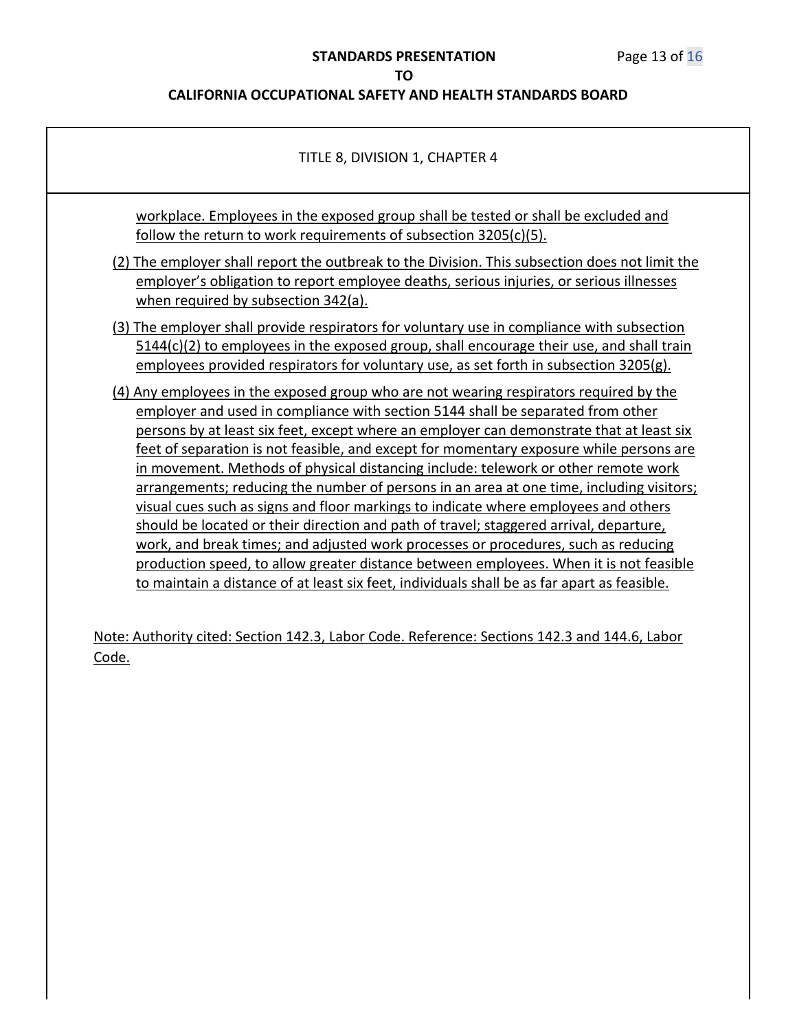TITLE 8, DIVISION 1, CHAPTER 4

workplace. Employees in the exposed group shall be tested or shall be excluded and follow the return to work requirements of subsection 3205(c)(5).

(2) The employer shall report the outbreak to the Division. This subsection does not limit the employer's obligation to report employee deaths, serious injuries, or serious illnesses when required by subsection 342(a).

(3) The employer shall provide respirators for voluntary use in compliance with subsection 5144(c)(2) to employees in the exposed group, shall encourage their use, and shall train employees provided respirators for voluntary use, as set forth in subsection 3205(g).

(4) Any employees in the exposed group who are not wearing respirators required by the employer and used in compliance with section 5144 shall be separated from other persons by at least six feet, except where an employer can demonstrate that at least six feet of separation is not feasible, and except for momentary exposure while persons are in movement. Methods of physical distancing include: telework or other remote work arrangements; reducing the number of persons in an area at one time, including visitors; visual cues such as signs and floor markings to indicate where employees and others should be located or their direction and path of travel; staggered arrival, departure, work, and break times; and adjusted work processes or procedures, such as reducing production speed, to allow greater distance between employees. When it is not feasible to maintain a distance of at least six feet, individuals shall be as far apart as feasible.

Note: Authority cited: Section 142.3, Labor Code. Reference: Sections 142.3 and 144.6, Labor Code.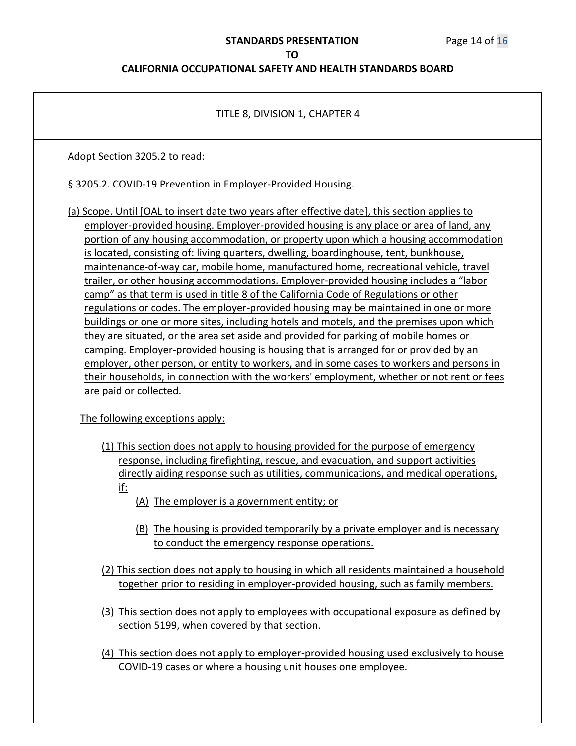TITLE 8, DIVISION 1, CHAPTER 4

Adopt Section 3205.2 to read:

§ 3205.2. COVID-19 Prevention in Employer-Provided Housing.

(a) Scope. Until [OAL to insert date two years after effective date], this section applies to employer-provided housing. Employer-provided housing is any place or area of land, any portion of any housing accommodation, or property upon which a housing accommodation is located, consisting of: living quarters, dwelling, boardinghouse, tent, bunkhouse, maintenance-of-way car, mobile home, manufactured home, recreational vehicle, travel trailer, or other housing accommodations. Employer-provided housing includes a "labor camp" as that term is used in title 8 of the California Code of Regulations or other regulations or codes. The employer-provided housing may be maintained in one or more buildings or one or more sites, including hotels and motels, and the premises upon which they are situated, or the area set aside and provided for parking of mobile homes or camping. Employer-provided housing is housing that is arranged for or provided by an employer, other person, or entity to workers, and in some cases to workers and persons in their households, in connection with the workers' employment, whether or not rent or fees are paid or collected.

The following exceptions apply:

(1) This section does not apply to housing provided for the purpose of emergency response, including firefighting, rescue, and evacuation, and support activities directly aiding response such as utilities, communications, and medical operations, if:

(A) The employer is a government entity; or

(B) The housing is provided temporarily by a private employer and is necessary to conduct the emergency response operations.

(2) This section does not apply to housing in which all residents maintained a household together prior to residing in employer-provided housing, such as family members.

(3) This section does not apply to employees with occupational exposure as defined by section 5199, when covered by that section.

(4) This section does not apply to employer-provided housing used exclusively to house COVID-19 cases or where a housing unit houses one employee.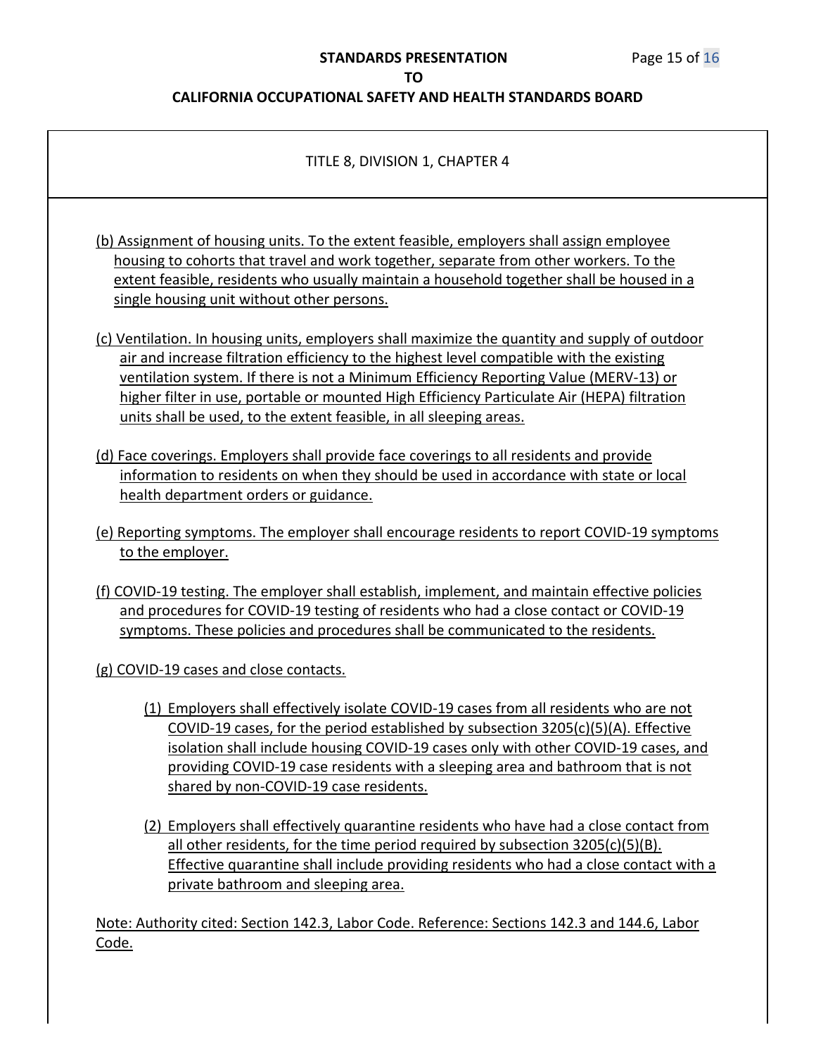TITLE 8, DIVISION 1, CHAPTER 4

(b) Assignment of housing units. To the extent feasible, employers shall assign employee housing to cohorts that travel and work together, separate from other workers. To the extent feasible, residents who usually maintain a household together shall be housed in a single housing unit without other persons.

(c) Ventilation. In housing units, employers shall maximize the quantity and supply of outdoor air and increase filtration efficiency to the highest level compatible with the existing ventilation system. If there is not a Minimum Efficiency Reporting Value (MERV-13) or higher filter in use, portable or mounted High Efficiency Particulate Air (HEPA) filtration units shall be used, to the extent feasible, in all sleeping areas.

(d) Face coverings. Employers shall provide face coverings to all residents and provide information to residents on when they should be used in accordance with state or local health department orders or guidance.

(e) Reporting symptoms. The employer shall encourage residents to report COVID-19 symptoms to the employer.

(f) COVID-19 testing. The employer shall establish, implement, and maintain effective policies and procedures for COVID-19 testing of residents who had a close contact or COVID-19 symptoms. These policies and procedures shall be communicated to the residents.

(g) COVID-19 cases and close contacts.

(1) Employers shall effectively isolate COVID-19 cases from all residents who are not COVID-19 cases, for the period established by subsection 3205(c)(5)(A). Effective isolation shall include housing COVID-19 cases only with other COVID-19 cases, and providing COVID-19 case residents with a sleeping area and bathroom that is not shared by non-COVID-19 case residents.

(2) Employers shall effectively quarantine residents who have had a close contact from all other residents, for the time period required by subsection 3205(c)(5)(B). Effective quarantine shall include providing residents who had a close contact with a private bathroom and sleeping area.

Note: Authority cited: Section 142.3, Labor Code. Reference: Sections 142.3 and 144.6, Labor Code.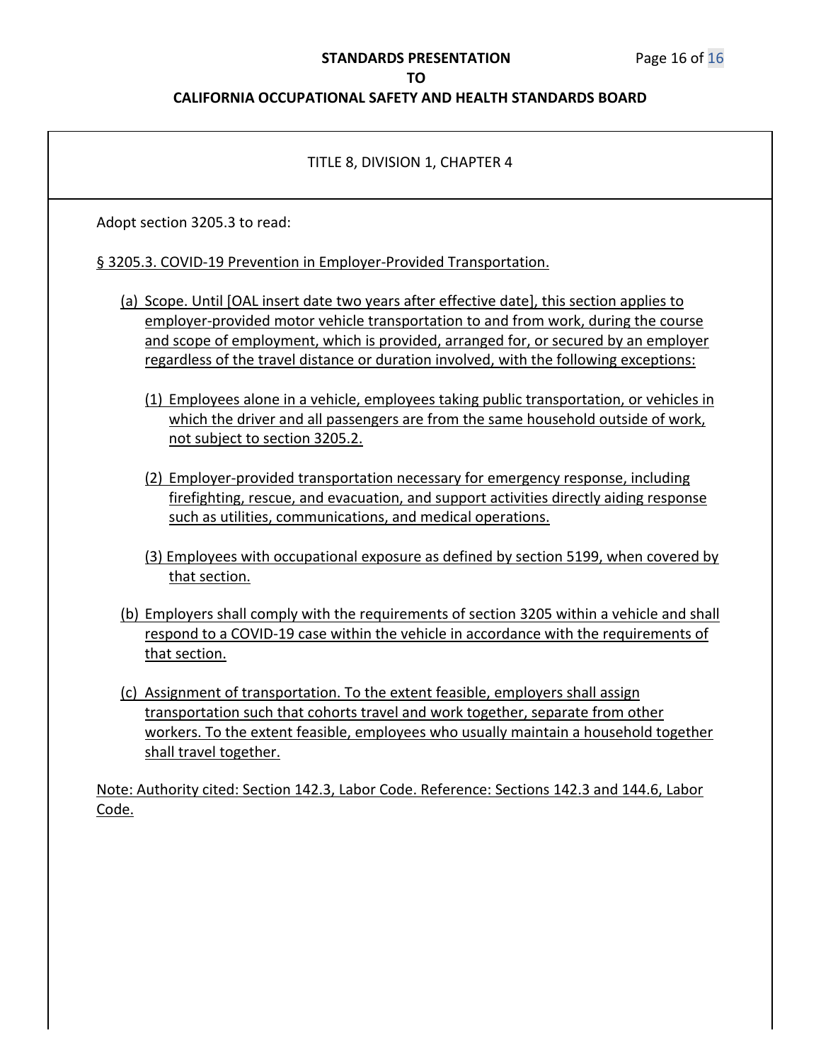TITLE 8, DIVISION 1, CHAPTER 4

Adopt section 3205.3 to read:

§ 3205.3. COVID-19 Prevention in Employer-Provided Transportation.

(a) Scope. Until [OAL insert date two years after effective date], this section applies to employer-provided motor vehicle transportation to and from work, during the course and scope of employment, which is provided, arranged for, or secured by an employer regardless of the travel distance or duration involved, with the following exceptions:

(1) Employees alone in a vehicle, employees taking public transportation, or vehicles in which the driver and all passengers are from the same household outside of work, not subject to section 3205.2.

(2) Employer-provided transportation necessary for emergency response, including firefighting, rescue, and evacuation, and support activities directly aiding response such as utilities, communications, and medical operations.

(3) Employees with occupational exposure as defined by section 5199, when covered by that section.

(b) Employers shall comply with the requirements of section 3205 within a vehicle and shall respond to a COVID-19 case within the vehicle in accordance with the requirements of that section.

(c) Assignment of transportation. To the extent feasible, employers shall assign transportation such that cohorts travel and work together, separate from other workers. To the extent feasible, employees who usually maintain a household together shall travel together.

Note: Authority cited: Section 142.3, Labor Code. Reference: Sections 142.3 and 144.6, Labor Code.